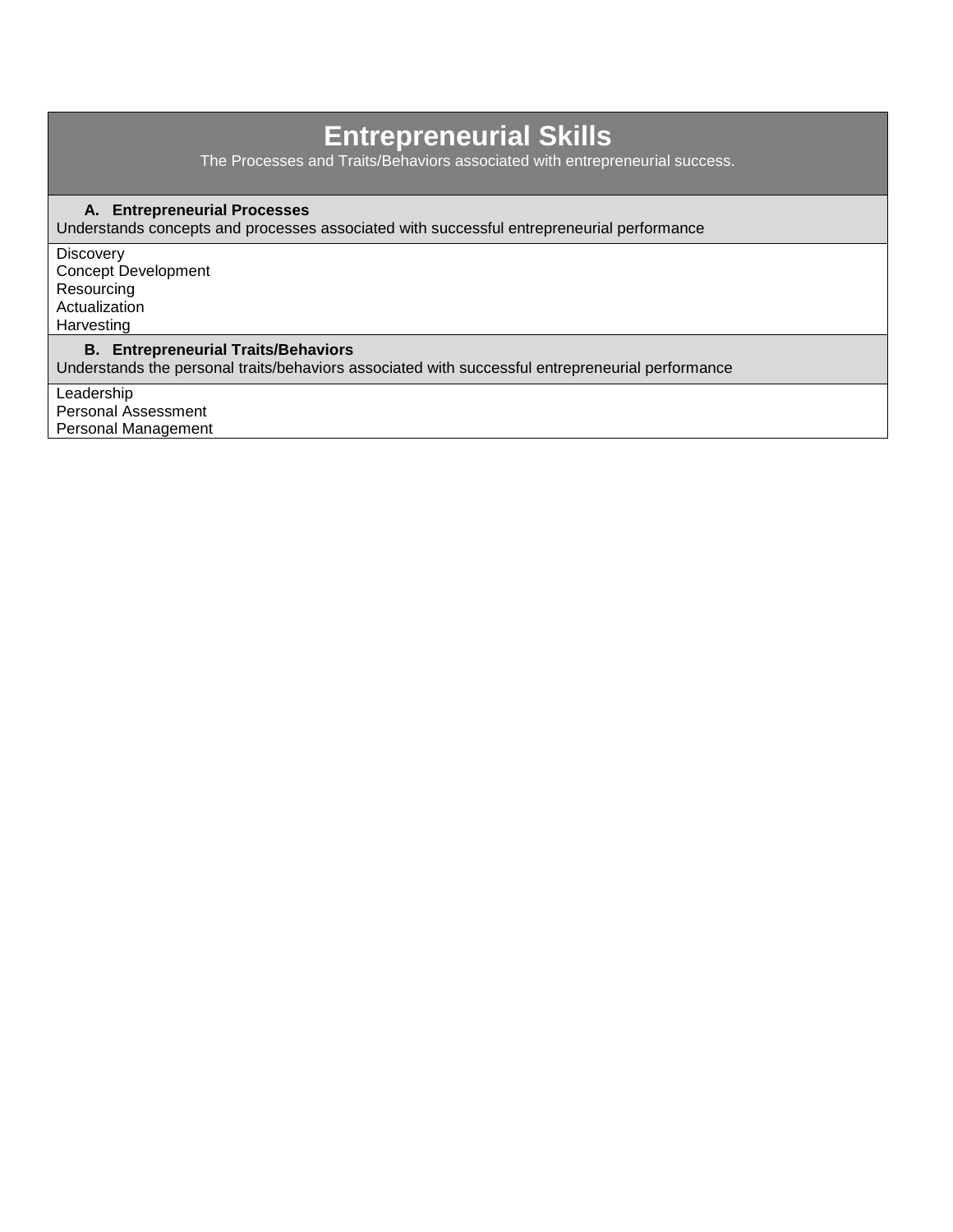# Entrepreneurial Skills

The Processes and Traits/Behaviors associated with entrepreneurial success.

### A. Entrepreneurial Processes

Understands concepts and processes associated with successful entrepreneurial performance

Discovery
Concept Development
Resourcing
Actualization
Harvesting

### B. Entrepreneurial Traits/Behaviors

Understands the personal traits/behaviors associated with successful entrepreneurial performance

Leadership
Personal Assessment
Personal Management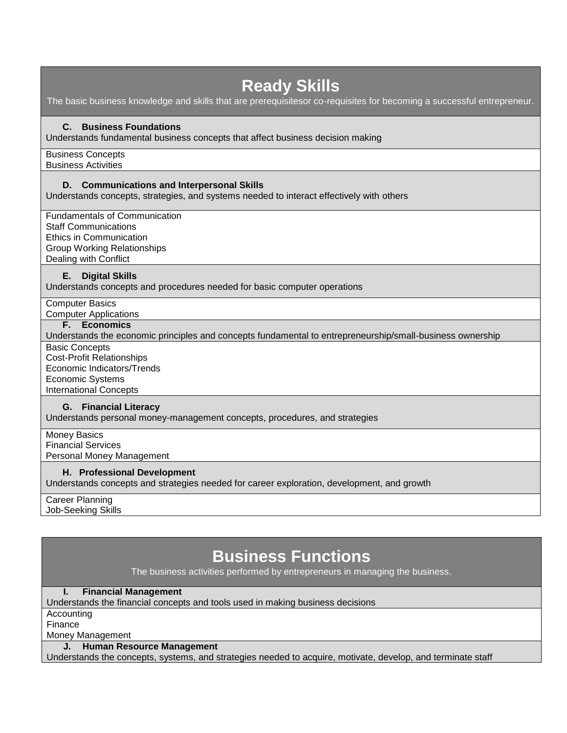# Ready Skills

The basic business knowledge and skills that are prerequisitesor co-requisites for becoming a successful entrepreneur.

### C. Business Foundations

Understands fundamental business concepts that affect business decision making

Business Concepts
Business Activities

### D. Communications and Interpersonal Skills

Understands concepts, strategies, and systems needed to interact effectively with others

Fundamentals of Communication
Staff Communications
Ethics in Communication
Group Working Relationships
Dealing with Conflict

### E. Digital Skills

Understands concepts and procedures needed for basic computer operations

Computer Basics
Computer Applications

### F. Economics

Understands the economic principles and concepts fundamental to entrepreneurship/small-business ownership

Basic Concepts
Cost-Profit Relationships
Economic Indicators/Trends
Economic Systems
International Concepts

### G. Financial Literacy

Understands personal money-management concepts, procedures, and strategies

Money Basics
Financial Services
Personal Money Management

### H. Professional Development

Understands concepts and strategies needed for career exploration, development, and growth

Career Planning
Job-Seeking Skills

# Business Functions

The business activities performed by entrepreneurs in managing the business.

### I. Financial Management

Understands the financial concepts and tools used in making business decisions

Accounting
Finance
Money Management

### J. Human Resource Management

Understands the concepts, systems, and strategies needed to acquire, motivate, develop, and terminate staff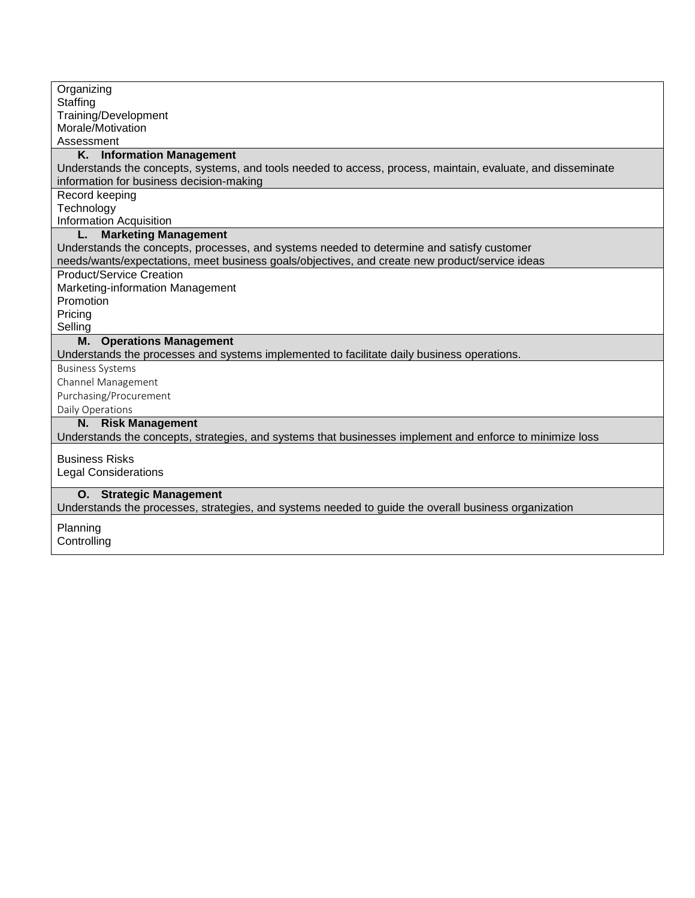| |
|---|
| Organizing<br>Staffing<br>Training/Development<br>Morale/Motivation<br>Assessment |
| **K. Information Management**<br>Understands the concepts, systems, and tools needed to access, process, maintain, evaluate, and disseminate information for business decision-making |
| Record keeping<br>Technology<br>Information Acquisition |
| **L. Marketing Management**<br>Understands the concepts, processes, and systems needed to determine and satisfy customer needs/wants/expectations, meet business goals/objectives, and create new product/service ideas |
| Product/Service Creation<br>Marketing-information Management<br>Promotion<br>Pricing<br>Selling |
| **M. Operations Management**<br>Understands the processes and systems implemented to facilitate daily business operations. |
| Business Systems<br>Channel Management<br>Purchasing/Procurement<br>Daily Operations |
| **N. Risk Management**<br>Understands the concepts, strategies, and systems that businesses implement and enforce to minimize loss |
| Business Risks<br>Legal Considerations |
| **O. Strategic Management**<br>Understands the processes, strategies, and systems needed to guide the overall business organization |
| Planning<br>Controlling |